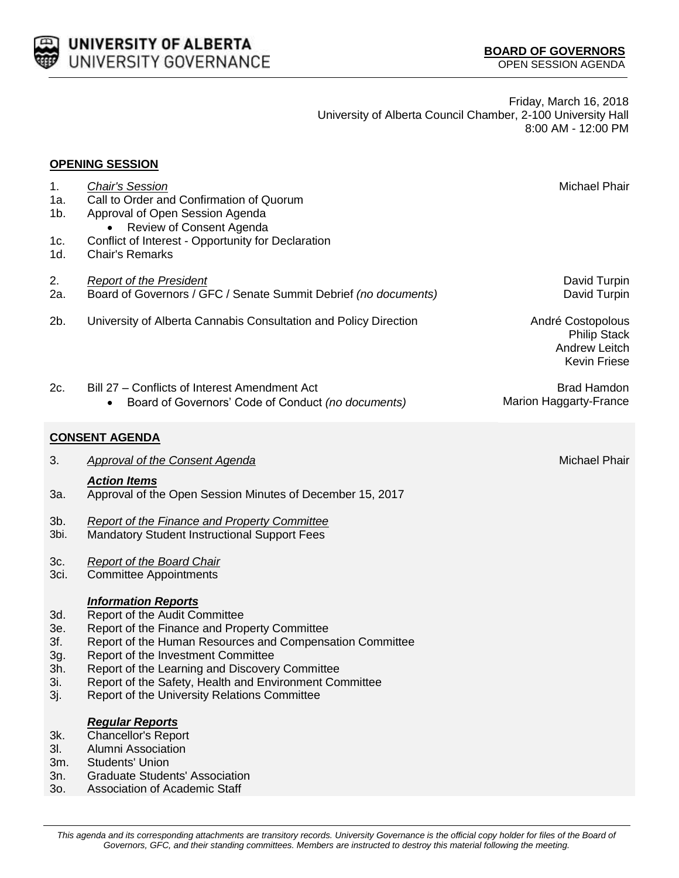**UNIVERSITY OF ALBERTA**
UNIVERSITY GOVERNANCE

**BOARD OF GOVERNORS**
OPEN SESSION AGENDA

Friday, March 16, 2018
University of Alberta Council Chamber, 2-100 University Hall
8:00 AM - 12:00 PM

## OPENING SESSION

| | | |
|---|---|---|
| 1. | *Chair's Session* | Michael Phair |
| 1a. | Call to Order and Confirmation of Quorum | |
| 1b. | Approval of Open Session Agenda<br>• Review of Consent Agenda | |
| 1c. | Conflict of Interest - Opportunity for Declaration | |
| 1d. | Chair's Remarks | |
| 2. | *Report of the President* | David Turpin |
| 2a. | Board of Governors / GFC / Senate Summit Debrief *(no documents)* | David Turpin |
| 2b. | University of Alberta Cannabis Consultation and Policy Direction | André Costopolous<br>Philip Stack<br>Andrew Leitch<br>Kevin Friese |
| 2c. | Bill 27 – Conflicts of Interest Amendment Act<br>• Board of Governors' Code of Conduct *(no documents)* | Brad Hamdon<br>Marion Haggarty-France |

## CONSENT AGENDA

| | | |
|---|---|---|
| 3. | *Approval of the Consent Agenda* | Michael Phair |

***Action Items***

3a. Approval of the Open Session Minutes of December 15, 2017

3b. *Report of the Finance and Property Committee*
3bi. Mandatory Student Instructional Support Fees

3c. *Report of the Board Chair*
3ci. Committee Appointments

***Information Reports***

3d. Report of the Audit Committee
3e. Report of the Finance and Property Committee
3f. Report of the Human Resources and Compensation Committee
3g. Report of the Investment Committee
3h. Report of the Learning and Discovery Committee
3i. Report of the Safety, Health and Environment Committee
3j. Report of the University Relations Committee

***Regular Reports***

3k. Chancellor's Report
3l. Alumni Association
3m. Students' Union
3n. Graduate Students' Association
3o. Association of Academic Staff

*This agenda and its corresponding attachments are transitory records. University Governance is the official copy holder for files of the Board of Governors, GFC, and their standing committees. Members are instructed to destroy this material following the meeting.*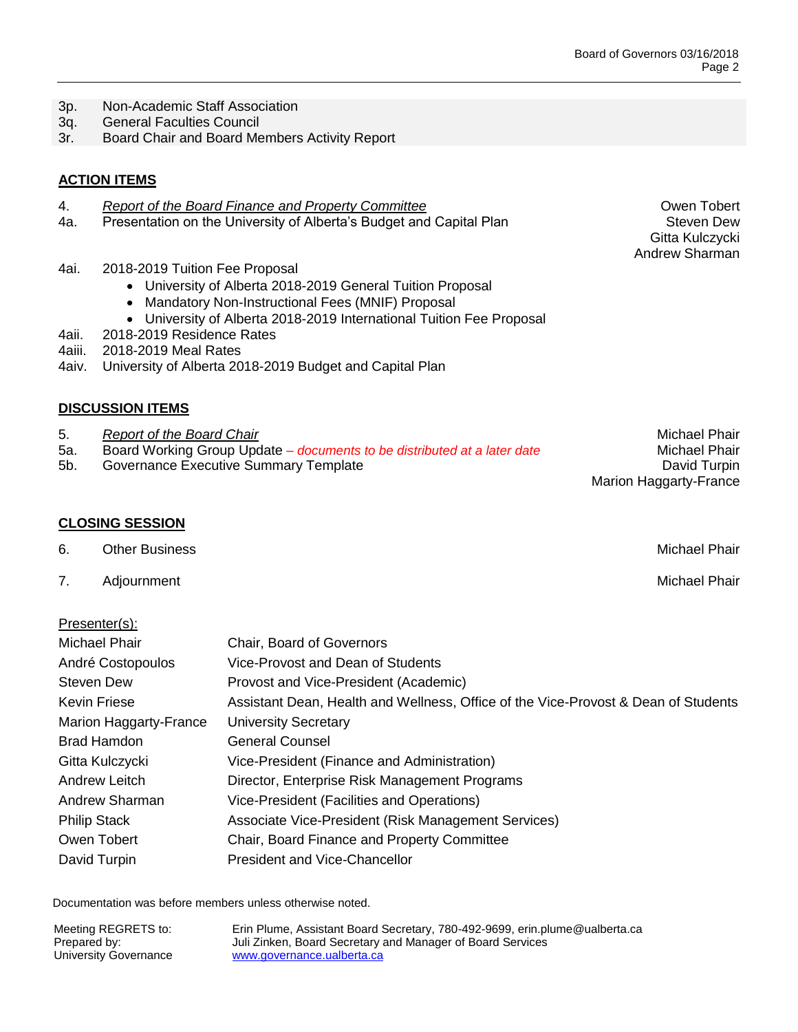3p. Non-Academic Staff Association
3q. General Faculties Council
3r. Board Chair and Board Members Activity Report

## ACTION ITEMS

| | | |
|---|---|---|
| 4. | *Report of the Board Finance and Property Committee* | Owen Tobert |
| 4a. | Presentation on the University of Alberta's Budget and Capital Plan | Steven Dew<br>Gitta Kulczycki<br>Andrew Sharman |
| 4ai. | 2018-2019 Tuition Fee Proposal<br>• University of Alberta 2018-2019 General Tuition Proposal<br>• Mandatory Non-Instructional Fees (MNIF) Proposal<br>• University of Alberta 2018-2019 International Tuition Fee Proposal | |
| 4aii. | 2018-2019 Residence Rates | |
| 4aiii. | 2018-2019 Meal Rates | |
| 4aiv. | University of Alberta 2018-2019 Budget and Capital Plan | |

## DISCUSSION ITEMS

| | | |
|---|---|---|
| 5. | *Report of the Board Chair* | Michael Phair |
| 5a. | Board Working Group Update *– documents to be distributed at a later date* | Michael Phair |
| 5b. | Governance Executive Summary Template | David Turpin<br>Marion Haggarty-France |

## CLOSING SESSION

| | | |
|---|---|---|
| 6. | Other Business | Michael Phair |
| 7. | Adjournment | Michael Phair |

Presenter(s):

| | |
|---|---|
| Michael Phair | Chair, Board of Governors |
| André Costopoulos | Vice-Provost and Dean of Students |
| Steven Dew | Provost and Vice-President (Academic) |
| Kevin Friese | Assistant Dean, Health and Wellness, Office of the Vice-Provost & Dean of Students |
| Marion Haggarty-France | University Secretary |
| Brad Hamdon | General Counsel |
| Gitta Kulczycki | Vice-President (Finance and Administration) |
| Andrew Leitch | Director, Enterprise Risk Management Programs |
| Andrew Sharman | Vice-President (Facilities and Operations) |
| Philip Stack | Associate Vice-President (Risk Management Services) |
| Owen Tobert | Chair, Board Finance and Property Committee |
| David Turpin | President and Vice-Chancellor |

Documentation was before members unless otherwise noted.

| | |
|---|---|
| Meeting REGRETS to: | Erin Plume, Assistant Board Secretary, 780-492-9699, erin.plume@ualberta.ca |
| Prepared by: | Juli Zinken, Board Secretary and Manager of Board Services |
| University Governance | www.governance.ualberta.ca |